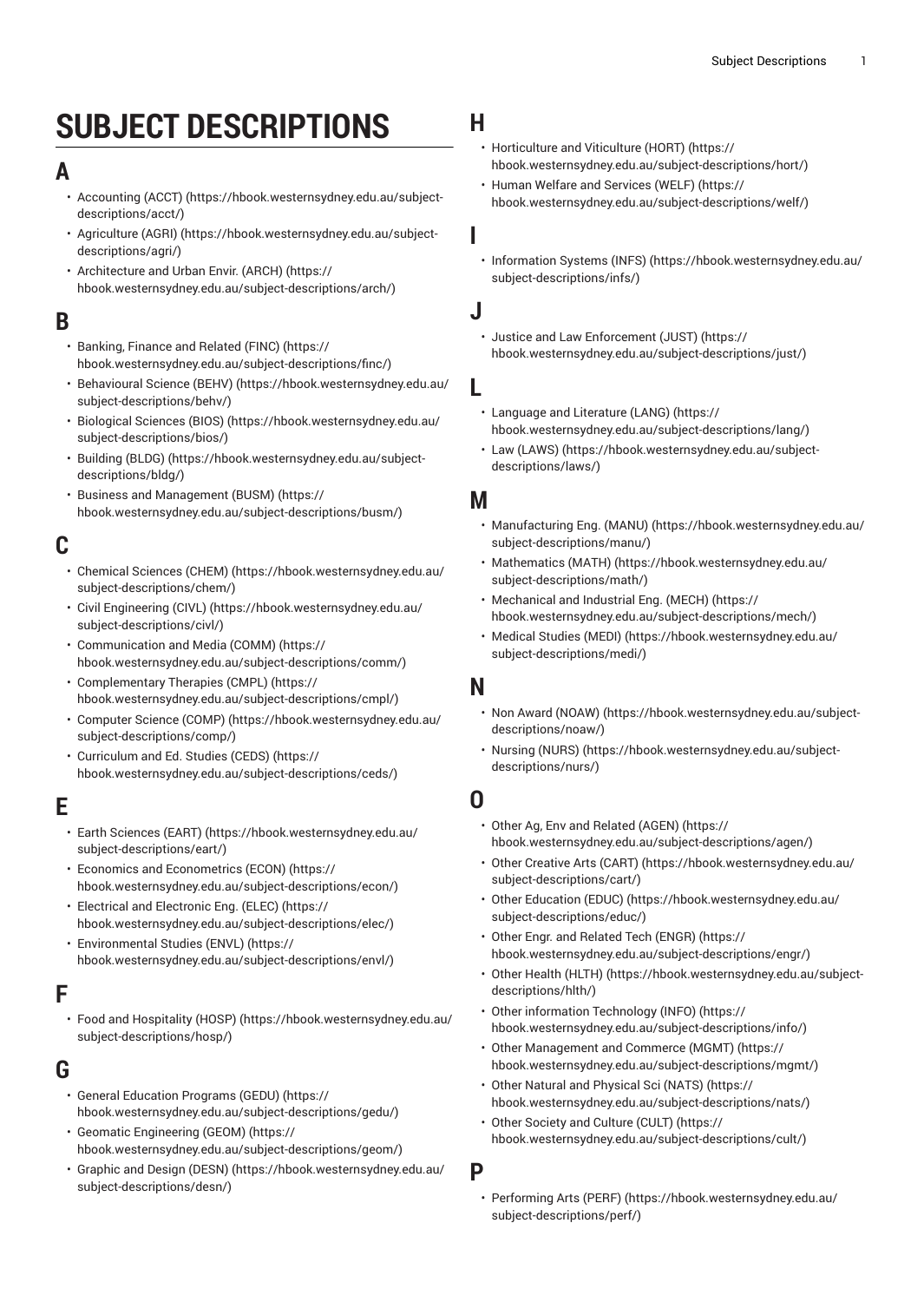# SUBJECT DESCRIPTIONS

## A

- Accounting (ACCT) (https://hbook.westernsydney.edu.au/subject-descriptions/acct/)
- Agriculture (AGRI) (https://hbook.westernsydney.edu.au/subject-descriptions/agri/)
- Architecture and Urban Envir. (ARCH) (https://hbook.westernsydney.edu.au/subject-descriptions/arch/)

## B

- Banking, Finance and Related (FINC) (https://hbook.westernsydney.edu.au/subject-descriptions/finc/)
- Behavioural Science (BEHV) (https://hbook.westernsydney.edu.au/subject-descriptions/behv/)
- Biological Sciences (BIOS) (https://hbook.westernsydney.edu.au/subject-descriptions/bios/)
- Building (BLDG) (https://hbook.westernsydney.edu.au/subject-descriptions/bldg/)
- Business and Management (BUSM) (https://hbook.westernsydney.edu.au/subject-descriptions/busm/)

## C

- Chemical Sciences (CHEM) (https://hbook.westernsydney.edu.au/subject-descriptions/chem/)
- Civil Engineering (CIVL) (https://hbook.westernsydney.edu.au/subject-descriptions/civl/)
- Communication and Media (COMM) (https://hbook.westernsydney.edu.au/subject-descriptions/comm/)
- Complementary Therapies (CMPL) (https://hbook.westernsydney.edu.au/subject-descriptions/cmpl/)
- Computer Science (COMP) (https://hbook.westernsydney.edu.au/subject-descriptions/comp/)
- Curriculum and Ed. Studies (CEDS) (https://hbook.westernsydney.edu.au/subject-descriptions/ceds/)

## E

- Earth Sciences (EART) (https://hbook.westernsydney.edu.au/subject-descriptions/eart/)
- Economics and Econometrics (ECON) (https://hbook.westernsydney.edu.au/subject-descriptions/econ/)
- Electrical and Electronic Eng. (ELEC) (https://hbook.westernsydney.edu.au/subject-descriptions/elec/)
- Environmental Studies (ENVL) (https://hbook.westernsydney.edu.au/subject-descriptions/envl/)

## F

- Food and Hospitality (HOSP) (https://hbook.westernsydney.edu.au/subject-descriptions/hosp/)

## G

- General Education Programs (GEDU) (https://hbook.westernsydney.edu.au/subject-descriptions/gedu/)
- Geomatic Engineering (GEOM) (https://hbook.westernsydney.edu.au/subject-descriptions/geom/)
- Graphic and Design (DESN) (https://hbook.westernsydney.edu.au/subject-descriptions/desn/)

## H

- Horticulture and Viticulture (HORT) (https://hbook.westernsydney.edu.au/subject-descriptions/hort/)
- Human Welfare and Services (WELF) (https://hbook.westernsydney.edu.au/subject-descriptions/welf/)

## I

- Information Systems (INFS) (https://hbook.westernsydney.edu.au/subject-descriptions/infs/)

## J

- Justice and Law Enforcement (JUST) (https://hbook.westernsydney.edu.au/subject-descriptions/just/)

## L

- Language and Literature (LANG) (https://hbook.westernsydney.edu.au/subject-descriptions/lang/)
- Law (LAWS) (https://hbook.westernsydney.edu.au/subject-descriptions/laws/)

## M

- Manufacturing Eng. (MANU) (https://hbook.westernsydney.edu.au/subject-descriptions/manu/)
- Mathematics (MATH) (https://hbook.westernsydney.edu.au/subject-descriptions/math/)
- Mechanical and Industrial Eng. (MECH) (https://hbook.westernsydney.edu.au/subject-descriptions/mech/)
- Medical Studies (MEDI) (https://hbook.westernsydney.edu.au/subject-descriptions/medi/)

## N

- Non Award (NOAW) (https://hbook.westernsydney.edu.au/subject-descriptions/noaw/)
- Nursing (NURS) (https://hbook.westernsydney.edu.au/subject-descriptions/nurs/)

## O

- Other Ag, Env and Related (AGEN) (https://hbook.westernsydney.edu.au/subject-descriptions/agen/)
- Other Creative Arts (CART) (https://hbook.westernsydney.edu.au/subject-descriptions/cart/)
- Other Education (EDUC) (https://hbook.westernsydney.edu.au/subject-descriptions/educ/)
- Other Engr. and Related Tech (ENGR) (https://hbook.westernsydney.edu.au/subject-descriptions/engr/)
- Other Health (HLTH) (https://hbook.westernsydney.edu.au/subject-descriptions/hlth/)
- Other information Technology (INFO) (https://hbook.westernsydney.edu.au/subject-descriptions/info/)
- Other Management and Commerce (MGMT) (https://hbook.westernsydney.edu.au/subject-descriptions/mgmt/)
- Other Natural and Physical Sci (NATS) (https://hbook.westernsydney.edu.au/subject-descriptions/nats/)
- Other Society and Culture (CULT) (https://hbook.westernsydney.edu.au/subject-descriptions/cult/)

## P

- Performing Arts (PERF) (https://hbook.westernsydney.edu.au/subject-descriptions/perf/)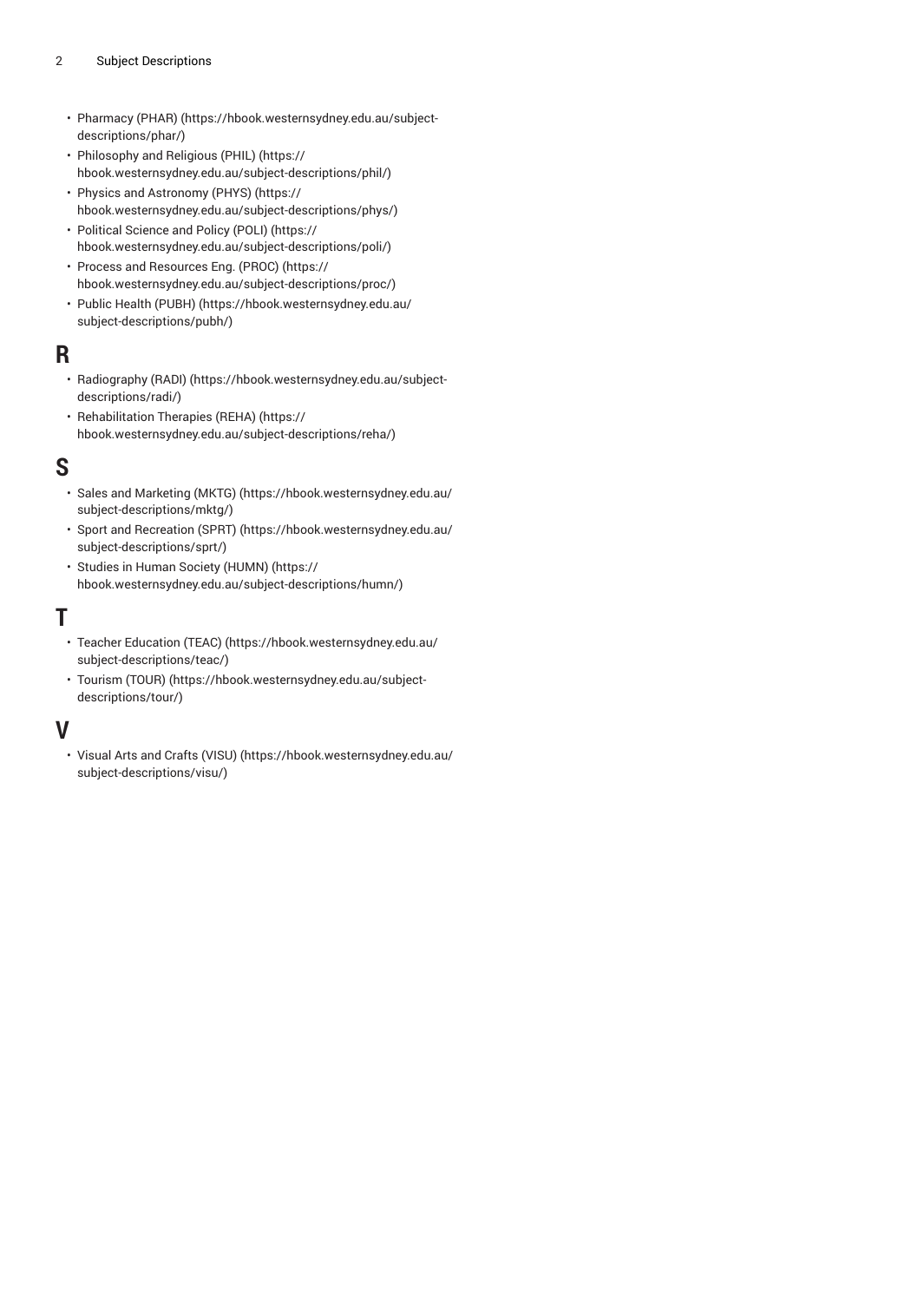- Pharmacy (PHAR) (https://hbook.westernsydney.edu.au/subject-descriptions/phar/)
- Philosophy and Religious (PHIL) (https://hbook.westernsydney.edu.au/subject-descriptions/phil/)
- Physics and Astronomy (PHYS) (https://hbook.westernsydney.edu.au/subject-descriptions/phys/)
- Political Science and Policy (POLI) (https://hbook.westernsydney.edu.au/subject-descriptions/poli/)
- Process and Resources Eng. (PROC) (https://hbook.westernsydney.edu.au/subject-descriptions/proc/)
- Public Health (PUBH) (https://hbook.westernsydney.edu.au/subject-descriptions/pubh/)

## R

- Radiography (RADI) (https://hbook.westernsydney.edu.au/subject-descriptions/radi/)
- Rehabilitation Therapies (REHA) (https://hbook.westernsydney.edu.au/subject-descriptions/reha/)

## S

- Sales and Marketing (MKTG) (https://hbook.westernsydney.edu.au/subject-descriptions/mktg/)
- Sport and Recreation (SPRT) (https://hbook.westernsydney.edu.au/subject-descriptions/sprt/)
- Studies in Human Society (HUMN) (https://hbook.westernsydney.edu.au/subject-descriptions/humn/)

## T

- Teacher Education (TEAC) (https://hbook.westernsydney.edu.au/subject-descriptions/teac/)
- Tourism (TOUR) (https://hbook.westernsydney.edu.au/subject-descriptions/tour/)

## V

- Visual Arts and Crafts (VISU) (https://hbook.westernsydney.edu.au/subject-descriptions/visu/)